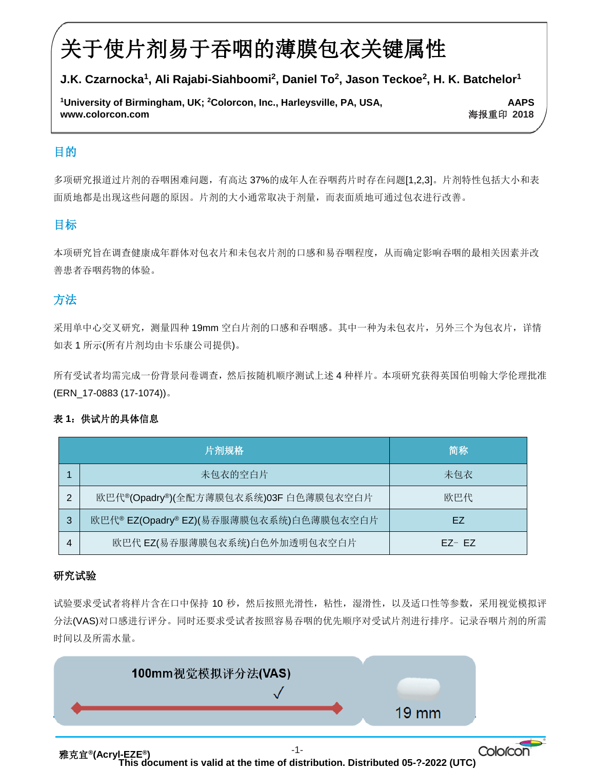# 关于使片剂易于吞咽的薄膜包衣关键属性

**J.K. Czarnocka[1], Ali Rajabi-Siahboomi[2], Daniel To[2], Jason Teckoe[2], H. K. Batchelor[1]**

[1]University of Birmingham, UK; [2]Colorcon, Inc., Harleysville, PA, USA, www.colorcon.com

AAPS 海报重印 2018

## 目的

多项研究报道过片剂的吞咽困难问题，有高达 37%的成年人在吞咽药片时存在问题[1,2,3]。片剂特性包括大小和表面质地都是出现这些问题的原因。片剂的大小通常取决于剂量，而表面质地可通过包衣进行改善。

## 目标

本项研究旨在调查健康成年群体对包衣片和未包衣片剂的口感和易吞咽程度，从而确定影响吞咽的最相关因素并改善患者吞咽药物的体验。

## 方法

采用单中心交叉研究，测量四种 19mm 空白片剂的口感和吞咽感。其中一种为未包衣片，另外三个为包衣片，详情如表 1 所示(所有片剂均由卡乐康公司提供)。

所有受试者均需完成一份背景问卷调查，然后按随机顺序测试上述 4 种样片。本项研究获得英国伯明翰大学伦理批准(ERN_17-0883 (17-1074))。

**表 1：供试片的具体信息**

| | 片剂规格 | 简称 |
|---|---|---|
| 1 | 未包衣的空白片 | 未包衣 |
| 2 | 欧巴代®(Opadry®)(全配方薄膜包衣系统)03F 白色薄膜包衣空白片 | 欧巴代 |
| 3 | 欧巴代® EZ(Opadry® EZ)(易吞服薄膜包衣系统)白色薄膜包衣空白片 | EZ |
| 4 | 欧巴代 EZ(易吞服薄膜包衣系统)白色外加透明包衣空白片 | EZ– EZ |

### 研究试验

试验要求受试者将样片含在口中保持 10 秒，然后按照光滑性，粘性，湿滑性，以及适口性等参数，采用视觉模拟评分法(VAS)对口感进行评分。同时还要求受试者按照容易吞咽的优先顺序对受试片剂进行排序。记录吞咽片剂的所需时间以及所需水量。

**100mm视觉模拟评分法(VAS)** ✓

19 mm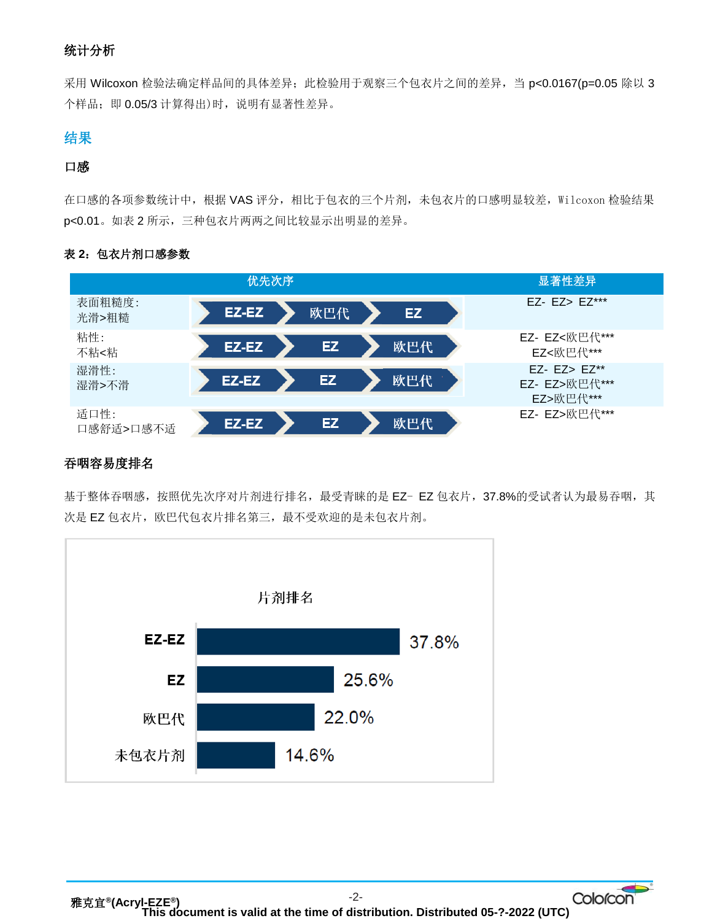### 统计分析

采用 Wilcoxon 检验法确定样品间的具体差异；此检验用于观察三个包衣片之间的差异，当 $p<0.0167$(p=0.05 除以 3 个样品；即 0.05/3 计算得出)时，说明有显著性差异。

## 结果

### 口感

在口感的各项参数统计中，根据 VAS 评分，相比于包衣的三个片剂，未包衣片的口感明显较差，Wilcoxon 检验结果 $p<0.01$。如表 2 所示，三种包衣片两两之间比较显示出明显的差异。

**表 2：包衣片剂口感参数**

| | 优先次序 | | | 显著性差异 |
|---|---|---|---|---|
| 表面粗糙度：光滑>粗糙 | EZ-EZ | 欧巴代 | EZ | EZ- EZ> EZ*** |
| 粘性：不粘<粘 | EZ-EZ | EZ | 欧巴代 | EZ- EZ<欧巴代***<br>EZ<欧巴代*** |
| 湿滑性：湿滑>不滑 | EZ-EZ | EZ | 欧巴代 | EZ- EZ> EZ**<br>EZ- EZ>欧巴代***<br>EZ>欧巴代*** |
| 适口性：口感舒适>口感不适 | EZ-EZ | EZ | 欧巴代 | EZ- EZ>欧巴代*** |

### 吞咽容易度排名

基于整体吞咽感，按照优先次序对片剂进行排名，最受青睐的是 EZ- EZ 包衣片，37.8%的受试者认为最易吞咽，其次是 EZ 包衣片，欧巴代包衣片排名第三，最不受欢迎的是未包衣片剂。

片剂排名

| 片剂 | 比例 |
|---|---|
| EZ-EZ | 37.8% |
| EZ | 25.6% |
| 欧巴代 | 22.0% |
| 未包衣片剂 | 14.6% |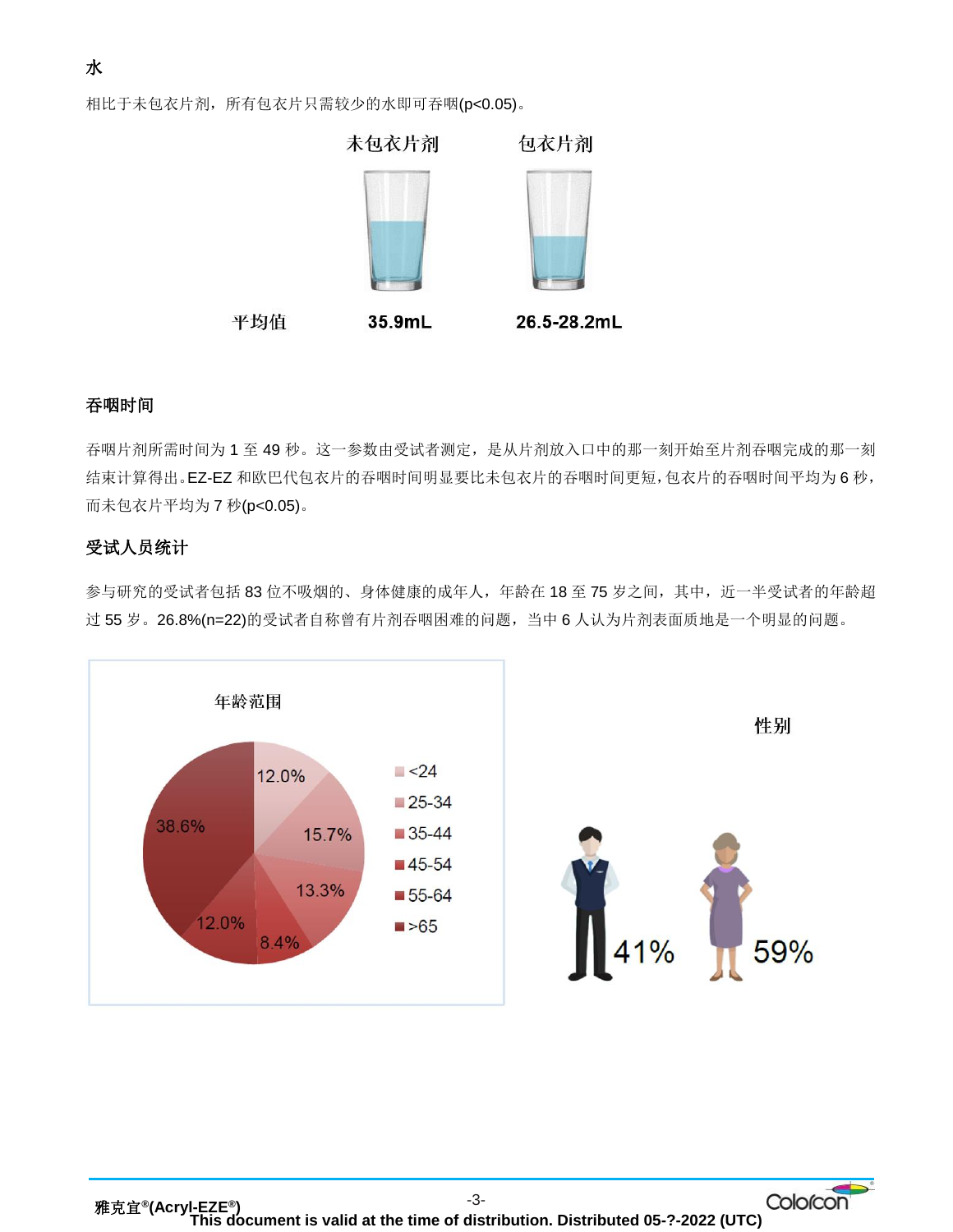## 水

相比于未包衣片剂，所有包衣片只需较少的水即可吞咽($p<0.05$)。

| | 未包衣片剂 | 包衣片剂 |
|---|---|---|
| 平均值 | 35.9mL | 26.5-28.2mL |

## 吞咽时间

吞咽片剂所需时间为 1 至 49 秒。这一参数由受试者测定，是从片剂放入口中的那一刻开始至片剂吞咽完成的那一刻结束计算得出。EZ-EZ 和欧巴代包衣片的吞咽时间明显要比未包衣片的吞咽时间更短，包衣片的吞咽时间平均为 6 秒，而未包衣片平均为 7 秒($p<0.05$)。

## 受试人员统计

参与研究的受试者包括 83 位不吸烟的、身体健康的成年人，年龄在 18 至 75 岁之间，其中，近一半受试者的年龄超过 55 岁。26.8%(n=22)的受试者自称曾有片剂吞咽困难的问题，当中 6 人认为片剂表面质地是一个明显的问题。

**年龄范围**

| 年龄 | 比例 |
|---|---|
| <24 | 12.0% |
| 25-34 | 15.7% |
| 35-44 | 13.3% |
| 45-54 | 8.4% |
| 55-64 | 12.0% |
| >65 | 38.6% |

**性别**

| 男 | 女 |
|---|---|
| 41% | 59% |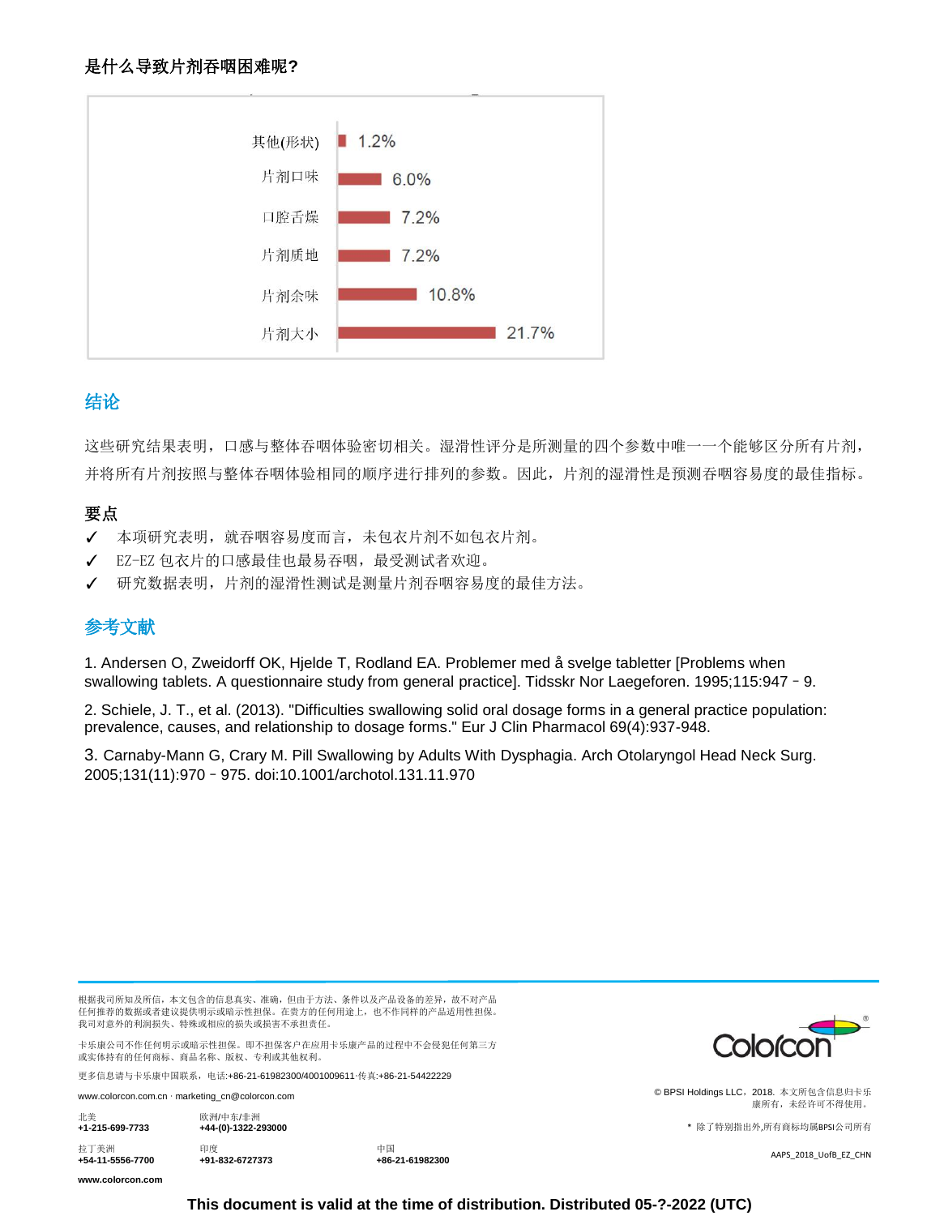**是什么导致片剂吞咽困难呢?**

其他(形状) 1.2%
片剂口味 6.0%
口腔舌燥 7.2%
片剂质地 7.2%
片剂余味 10.8%
片剂大小 21.7%

## 结论

这些研究结果表明，口感与整体吞咽体验密切相关。湿滑性评分是所测量的四个参数中唯一一个能够区分所有片剂，并将所有片剂按照与整体吞咽体验相同的顺序进行排列的参数。因此，片剂的湿滑性是预测吞咽容易度的最佳指标。

### 要点

- ✓ 本项研究表明，就吞咽容易度而言，未包衣片剂不如包衣片剂。
- ✓ EZ-EZ 包衣片的口感最佳也最易吞咽，最受测试者欢迎。
- ✓ 研究数据表明，片剂的湿滑性测试是测量片剂吞咽容易度的最佳方法。

## 参考文献

1. Andersen O, Zweidorff OK, Hjelde T, Rodland EA. Problemer med å svelge tabletter [Problems when swallowing tablets. A questionnaire study from general practice]. Tidsskr Nor Laegeforen. 1995;115:947－9.

2. Schiele, J. T., et al. (2013). "Difficulties swallowing solid oral dosage forms in a general practice population: prevalence, causes, and relationship to dosage forms." Eur J Clin Pharmacol 69(4):937-948.

3. Carnaby-Mann G, Crary M. Pill Swallowing by Adults With Dysphagia. Arch Otolaryngol Head Neck Surg. 2005;131(11):970－975. doi:10.1001/archotol.131.11.970

根据我司所知及所信，本文包含的信息真实、准确，但由于方法、条件以及产品设备的差异，故不对产品任何推荐的数据或者建议提供明示或暗示性担保。在贵方的任何用途上，也不作同样的产品适用性担保。我司对意外的利润损失、特殊或相应的损失或损害不承担责任。

卡乐康公司不作任何明示或暗示性担保。即不担保客户在应用卡乐康产品的过程中不会侵犯任何第三方或实体持有的任何商标、商品名称、版权、专利或其他权利。

更多信息请与卡乐康中国联系，电话:+86-21-61982300/4001009611·传真:+86-21-54422229

www.colorcon.com.cn · marketing_cn@colorcon.com

北美 **+1-215-699-7733**
欧洲/中东/非洲 **+44-(0)-1322-293000**
拉丁美洲 **+54-11-5556-7700**
印度 **+91-832-6727373**
中国 **+86-21-61982300**

**www.colorcon.com**

Colorcon®

© BPSI Holdings LLC，2018. 本文所包含信息归卡乐康所有，未经许可不得使用。

\* 除了特别指出外,所有商标均属BPSI公司所有

AAPS_2018_UofB_EZ_CHN

**This document is valid at the time of distribution. Distributed 05-?-2022 (UTC)**